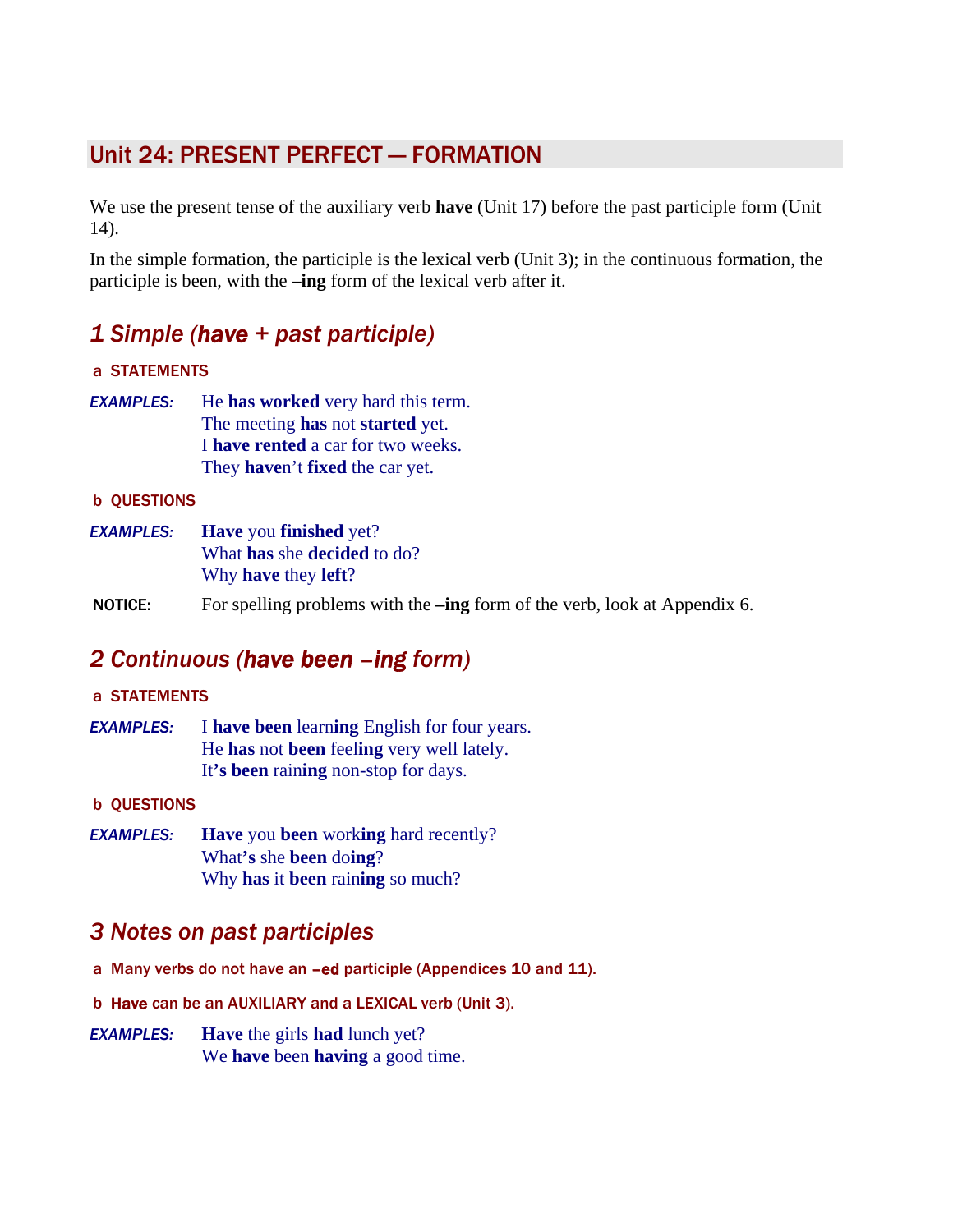# Unit 24: PRESENT PERFECT — FORMATION

We use the present tense of the auxiliary verb **have** (Unit 17) before the past participle form (Unit 14).

In the simple formation, the participle is the lexical verb (Unit 3); in the continuous formation, the participle is been, with the **–ing** form of the lexical verb after it.

## 1 Simple (*have* + past participle)

### a STATEMENTS

*EXAMPLES:*

He **has worked** very hard this term.
The meeting **has** not **started** yet.
I **have rented** a car for two weeks.
They **have**n't **fixed** the car yet.

### b QUESTIONS

*EXAMPLES:*

**Have** you **finished** yet?
What **has** she **decided** to do?
Why **have** they **left**?

NOTICE: For spelling problems with the **–ing** form of the verb, look at Appendix 6.

## 2 Continuous (*have been –ing* form)

### a STATEMENTS

*EXAMPLES:*

I **have been** learn**ing** English for four years.
He **has** not **been** feel**ing** very well lately.
It**'s been** rain**ing** non-stop for days.

### b QUESTIONS

*EXAMPLES:*

**Have** you **been** work**ing** hard recently?
What**'s** she **been** do**ing**?
Why **has** it **been** rain**ing** so much?

## 3 Notes on past participles

**a** Many verbs do not have an **–ed** participle (Appendices 10 and 11).

**b** **Have** can be an AUXILIARY and a LEXICAL verb (Unit 3).

*EXAMPLES:*

**Have** the girls **had** lunch yet?
We **have** been **having** a good time.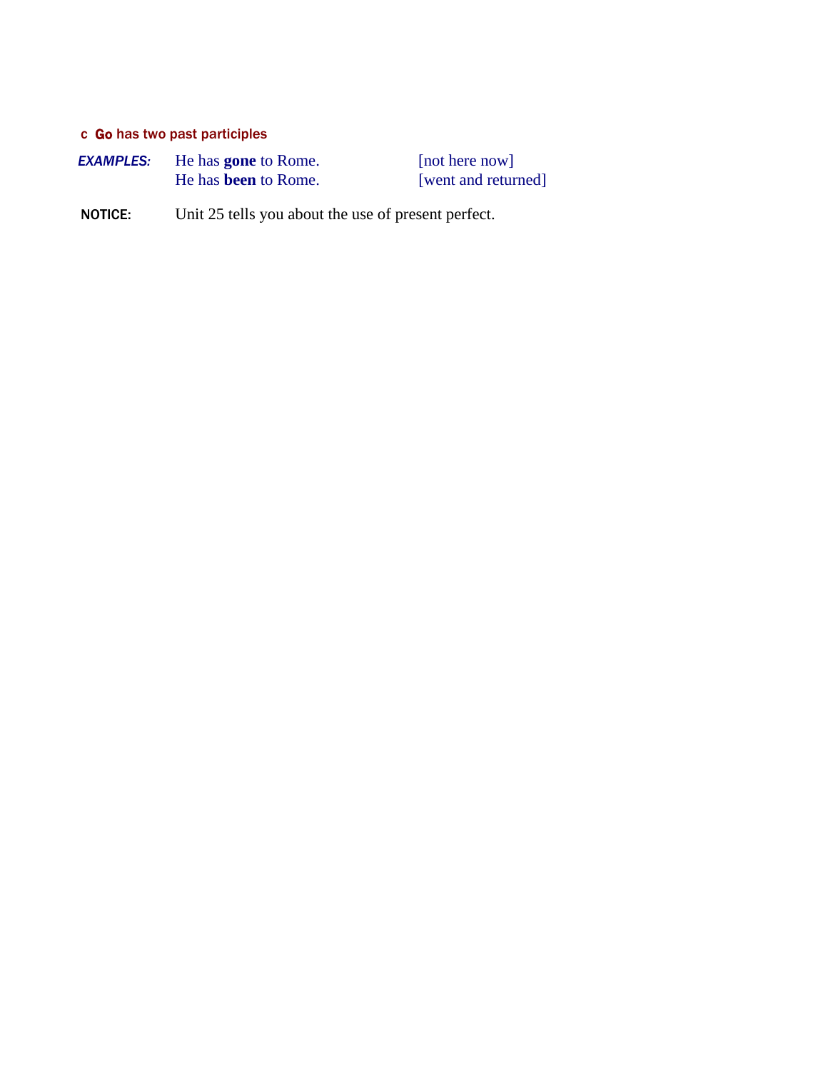### c **Go** has two past participles

| | | |
|---|---|---|
| ***EXAMPLES:*** | He has **gone** to Rome. | [not here now] |
| | He has **been** to Rome. | [went and returned] |

**NOTICE:** Unit 25 tells you about the use of present perfect.